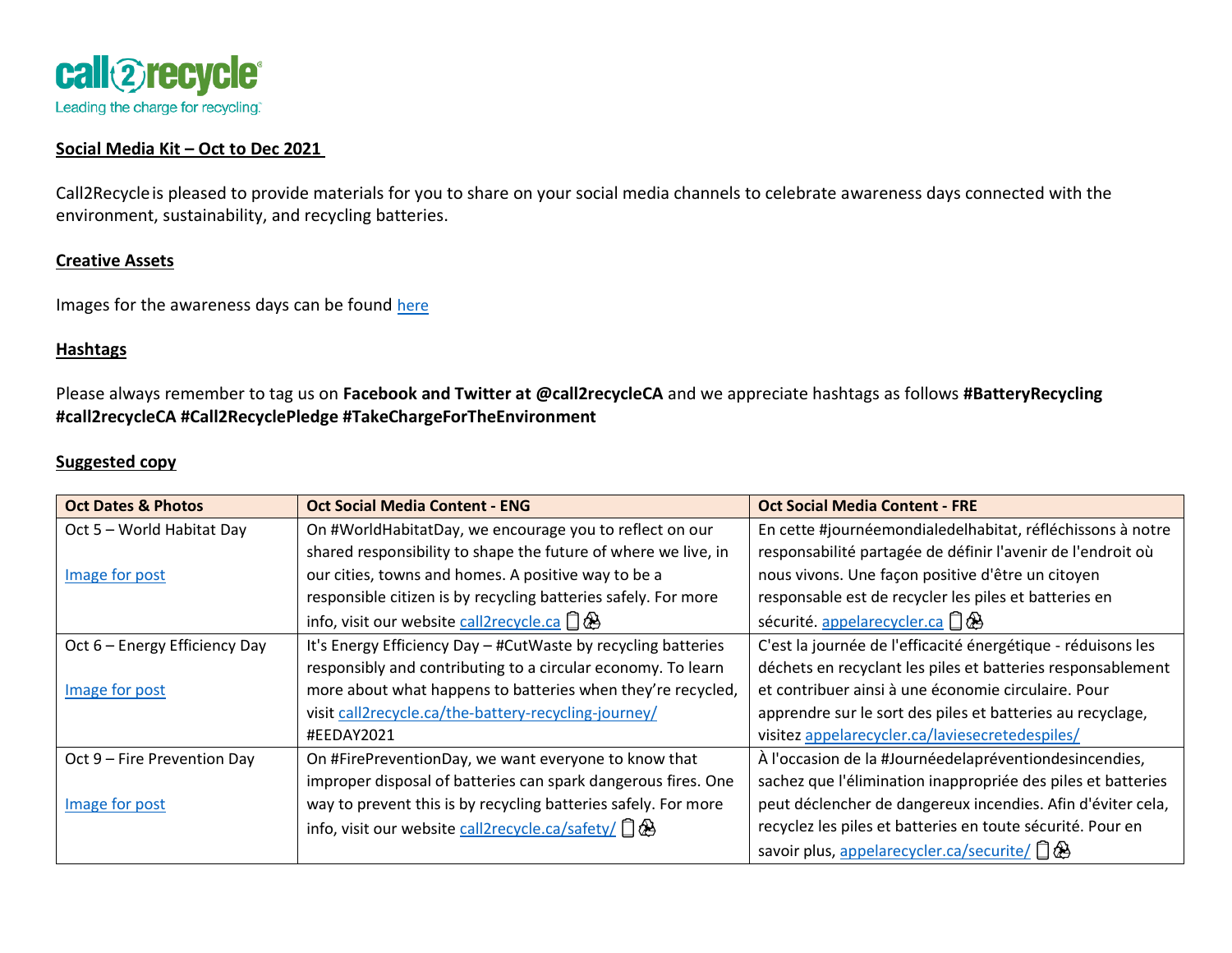call2recycle
Leading the charge for recycling.

**Social Media Kit – Oct to Dec 2021**

Call2Recycle is pleased to provide materials for you to share on your social media channels to celebrate awareness days connected with the environment, sustainability, and recycling batteries.

**Creative Assets**

Images for the awareness days can be found here

**Hashtags**

Please always remember to tag us on **Facebook and Twitter at @call2recycleCA** and we appreciate hashtags as follows **#BatteryRecycling #call2recycleCA #Call2RecyclePledge #TakeChargeForTheEnvironment**

**Suggested copy**

| Oct Dates & Photos | Oct Social Media Content - ENG | Oct Social Media Content - FRE |
|---|---|---|
| Oct 5 – World Habitat Day<br><br>Image for post | On #WorldHabitatDay, we encourage you to reflect on our shared responsibility to shape the future of where we live, in our cities, towns and homes. A positive way to be a responsible citizen is by recycling batteries safely. For more info, visit our website call2recycle.ca 🔋♻️ | En cette #journéemondialedelhabitat, réfléchissons à notre responsabilité partagée de définir l'avenir de l'endroit où nous vivons. Une façon positive d'être un citoyen responsable est de recycler les piles et batteries en sécurité. appelarecycler.ca 🔋♻️ |
| Oct 6 – Energy Efficiency Day<br><br>Image for post | It's Energy Efficiency Day – #CutWaste by recycling batteries responsibly and contributing to a circular economy. To learn more about what happens to batteries when they're recycled, visit call2recycle.ca/the-battery-recycling-journey/ #EEDAY2021 | C'est la journée de l'efficacité énergétique - réduisons les déchets en recyclant les piles et batteries responsablement et contribuer ainsi à une économie circulaire. Pour apprendre sur le sort des piles et batteries au recyclage, visitez appelarecycler.ca/laviesecretedespiles/ |
| Oct 9 – Fire Prevention Day<br><br>Image for post | On #FirePreventionDay, we want everyone to know that improper disposal of batteries can spark dangerous fires. One way to prevent this is by recycling batteries safely. For more info, visit our website call2recycle.ca/safety/ 🔋♻️ | À l'occasion de la #Journéedelapréventiondesincendies, sachez que l'élimination inappropriée des piles et batteries peut déclencher de dangereux incendies. Afin d'éviter cela, recyclez les piles et batteries en toute sécurité. Pour en savoir plus, appelarecycler.ca/securite/ 🔋♻️ |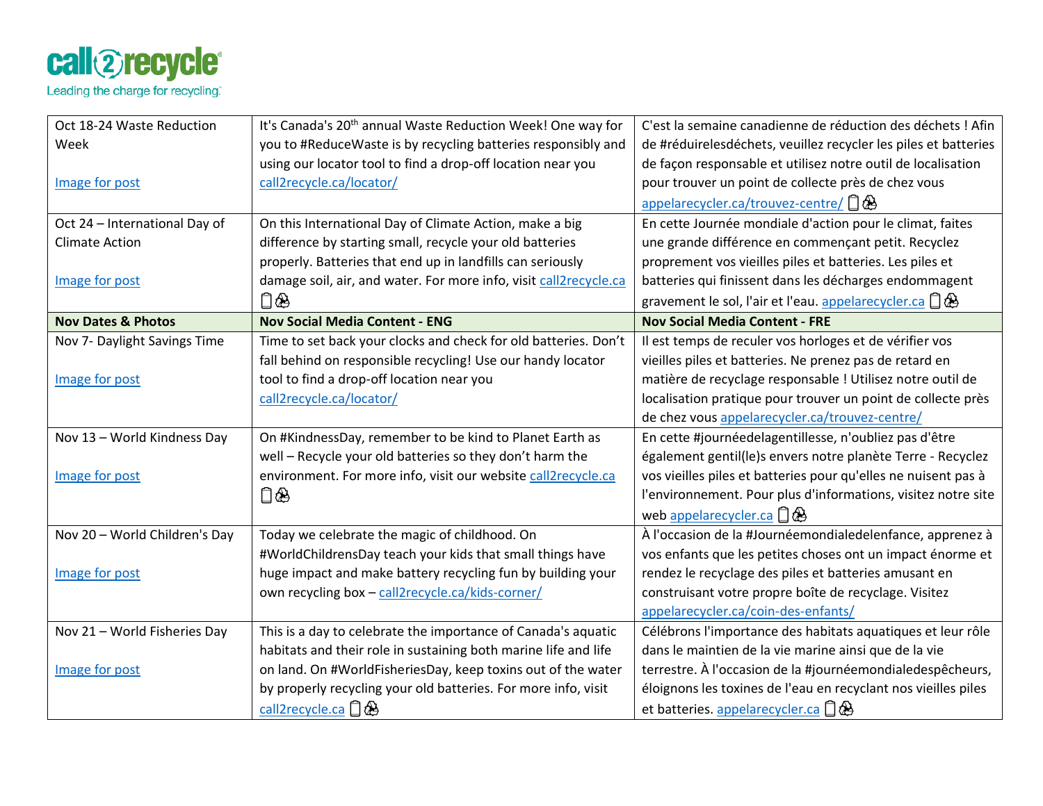call2recycle
Leading the charge for recycling.

| | | |
|---|---|---|
| Oct 18-24 Waste Reduction Week<br><br>Image for post | It's Canada's 20th annual Waste Reduction Week! One way for you to #ReduceWaste is by recycling batteries responsibly and using our locator tool to find a drop-off location near you call2recycle.ca/locator/ | C'est la semaine canadienne de réduction des déchets ! Afin de #réduirelesdéchets, veuillez recycler les piles et batteries de façon responsable et utilisez notre outil de localisation pour trouver un point de collecte près de chez vous appelarecycler.ca/trouvez-centre/ 🔋♻ |
| Oct 24 – International Day of Climate Action<br><br>Image for post | On this International Day of Climate Action, make a big difference by starting small, recycle your old batteries properly. Batteries that end up in landfills can seriously damage soil, air, and water. For more info, visit call2recycle.ca 🔋♻ | En cette Journée mondiale d'action pour le climat, faites une grande différence en commençant petit. Recyclez proprement vos vieilles piles et batteries. Les piles et batteries qui finissent dans les décharges endommagent gravement le sol, l'air et l'eau. appelarecycler.ca 🔋♻ |
| **Nov Dates & Photos** | **Nov Social Media Content - ENG** | **Nov Social Media Content - FRE** |
| Nov 7- Daylight Savings Time<br><br>Image for post | Time to set back your clocks and check for old batteries. Don't fall behind on responsible recycling! Use our handy locator tool to find a drop-off location near you call2recycle.ca/locator/ | Il est temps de reculer vos horloges et de vérifier vos vieilles piles et batteries. Ne prenez pas de retard en matière de recyclage responsable ! Utilisez notre outil de localisation pratique pour trouver un point de collecte près de chez vous appelarecycler.ca/trouvez-centre/ |
| Nov 13 – World Kindness Day<br><br>Image for post | On #KindnessDay, remember to be kind to Planet Earth as well – Recycle your old batteries so they don't harm the environment. For more info, visit our website call2recycle.ca 🔋♻ | En cette #journéedelagentillesse, n'oubliez pas d'être également gentil(le)s envers notre planète Terre - Recyclez vos vieilles piles et batteries pour qu'elles ne nuisent pas à l'environnement. Pour plus d'informations, visitez notre site web appelarecycler.ca 🔋♻ |
| Nov 20 – World Children's Day<br><br>Image for post | Today we celebrate the magic of childhood. On #WorldChildrensDay teach your kids that small things have huge impact and make battery recycling fun by building your own recycling box – call2recycle.ca/kids-corner/ | À l'occasion de la #Journéemondialedelenfance, apprenez à vos enfants que les petites choses ont un impact énorme et rendez le recyclage des piles et batteries amusant en construisant votre propre boîte de recyclage. Visitez appelarecycler.ca/coin-des-enfants/ |
| Nov 21 – World Fisheries Day<br><br>Image for post | This is a day to celebrate the importance of Canada's aquatic habitats and their role in sustaining both marine life and life on land. On #WorldFisheriesDay, keep toxins out of the water by properly recycling your old batteries. For more info, visit call2recycle.ca 🔋♻ | Célébrons l'importance des habitats aquatiques et leur rôle dans le maintien de la vie marine ainsi que de la vie terrestre. À l'occasion de la #journéemondialedespêcheurs, éloignons les toxines de l'eau en recyclant nos vieilles piles et batteries. appelarecycler.ca 🔋♻ |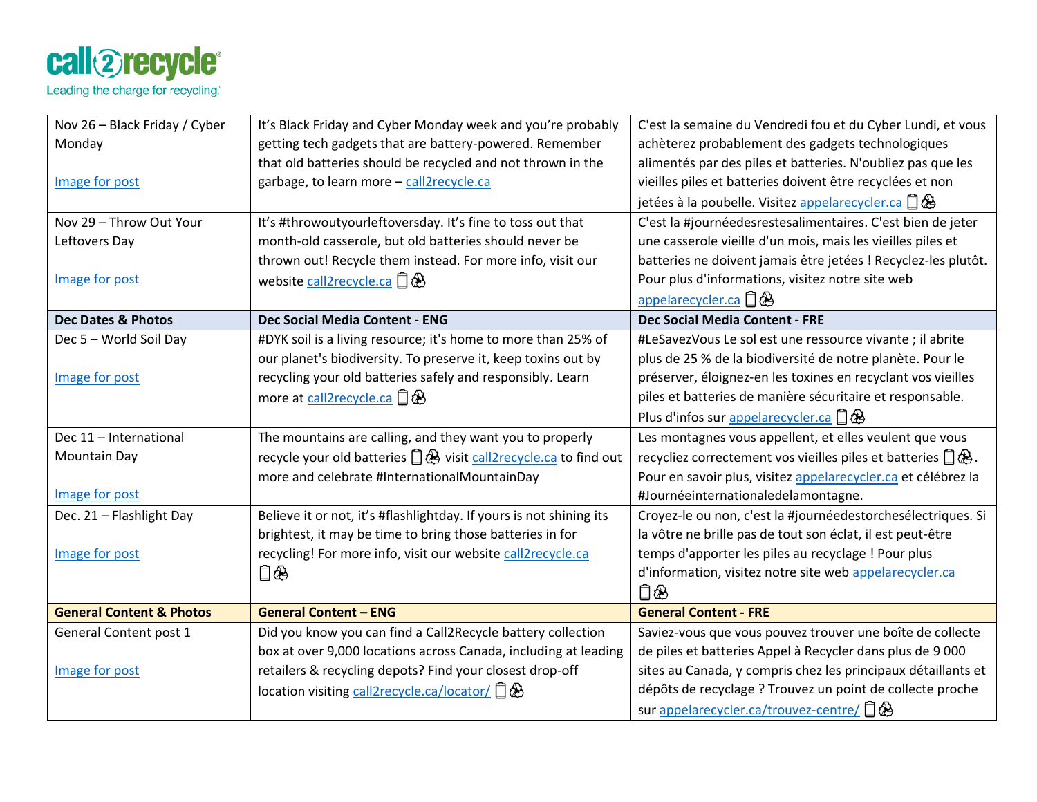| Nov 26 – Black Friday / Cyber Monday<br><br>Image for post | It's Black Friday and Cyber Monday week and you're probably getting tech gadgets that are battery-powered. Remember that old batteries should be recycled and not thrown in the garbage, to learn more – call2recycle.ca | C'est la semaine du Vendredi fou et du Cyber Lundi, et vous achèterez probablement des gadgets technologiques alimentés par des piles et batteries. N'oubliez pas que les vieilles piles et batteries doivent être recyclées et non jetées à la poubelle. Visitez appelarecycler.ca 🔋♻ |
|---|---|---|
| Nov 29 – Throw Out Your Leftovers Day<br><br>Image for post | It's #throwoutyourleftoversday. It's fine to toss out that month-old casserole, but old batteries should never be thrown out! Recycle them instead. For more info, visit our website call2recycle.ca 🔋♻ | C'est la #journéedesrestesalimentaires. C'est bien de jeter une casserole vieille d'un mois, mais les vieilles piles et batteries ne doivent jamais être jetées ! Recyclez-les plutôt. Pour plus d'informations, visitez notre site web appelarecycler.ca 🔋♻ |
| **Dec Dates & Photos** | **Dec Social Media Content - ENG** | **Dec Social Media Content - FRE** |
| Dec 5 – World Soil Day<br><br>Image for post | #DYK soil is a living resource; it's home to more than 25% of our planet's biodiversity. To preserve it, keep toxins out by recycling your old batteries safely and responsibly. Learn more at call2recycle.ca 🔋♻ | #LeSavezVous Le sol est une ressource vivante ; il abrite plus de 25 % de la biodiversité de notre planète. Pour le préserver, éloignez-en les toxines en recyclant vos vieilles piles et batteries de manière sécuritaire et responsable. Plus d'infos sur appelarecycler.ca 🔋♻ |
| Dec 11 – International Mountain Day<br><br>Image for post | The mountains are calling, and they want you to properly recycle your old batteries 🔋♻ visit call2recycle.ca to find out more and celebrate #InternationalMountainDay | Les montagnes vous appellent, et elles veulent que vous recycliez correctement vos vieilles piles et batteries 🔋♻. Pour en savoir plus, visitez appelarecycler.ca et célébrez la #Journéeinternationaledelamontagne. |
| Dec. 21 – Flashlight Day<br><br>Image for post | Believe it or not, it's #flashlightday. If yours is not shining its brightest, it may be time to bring those batteries in for recycling! For more info, visit our website call2recycle.ca 🔋♻ | Croyez-le ou non, c'est la #journéedestorchesélectriques. Si la vôtre ne brille pas de tout son éclat, il est peut-être temps d'apporter les piles au recyclage ! Pour plus d'information, visitez notre site web appelarecycler.ca 🔋♻ |
| **General Content & Photos** | **General Content – ENG** | **General Content - FRE** |
| General Content post 1<br><br>Image for post | Did you know you can find a Call2Recycle battery collection box at over 9,000 locations across Canada, including at leading retailers & recycling depots? Find your closest drop-off location visiting call2recycle.ca/locator/ 🔋♻ | Saviez-vous que vous pouvez trouver une boîte de collecte de piles et batteries Appel à Recycler dans plus de 9 000 sites au Canada, y compris chez les principaux détaillants et dépôts de recyclage ? Trouvez un point de collecte proche sur appelarecycler.ca/trouvez-centre/ 🔋♻ |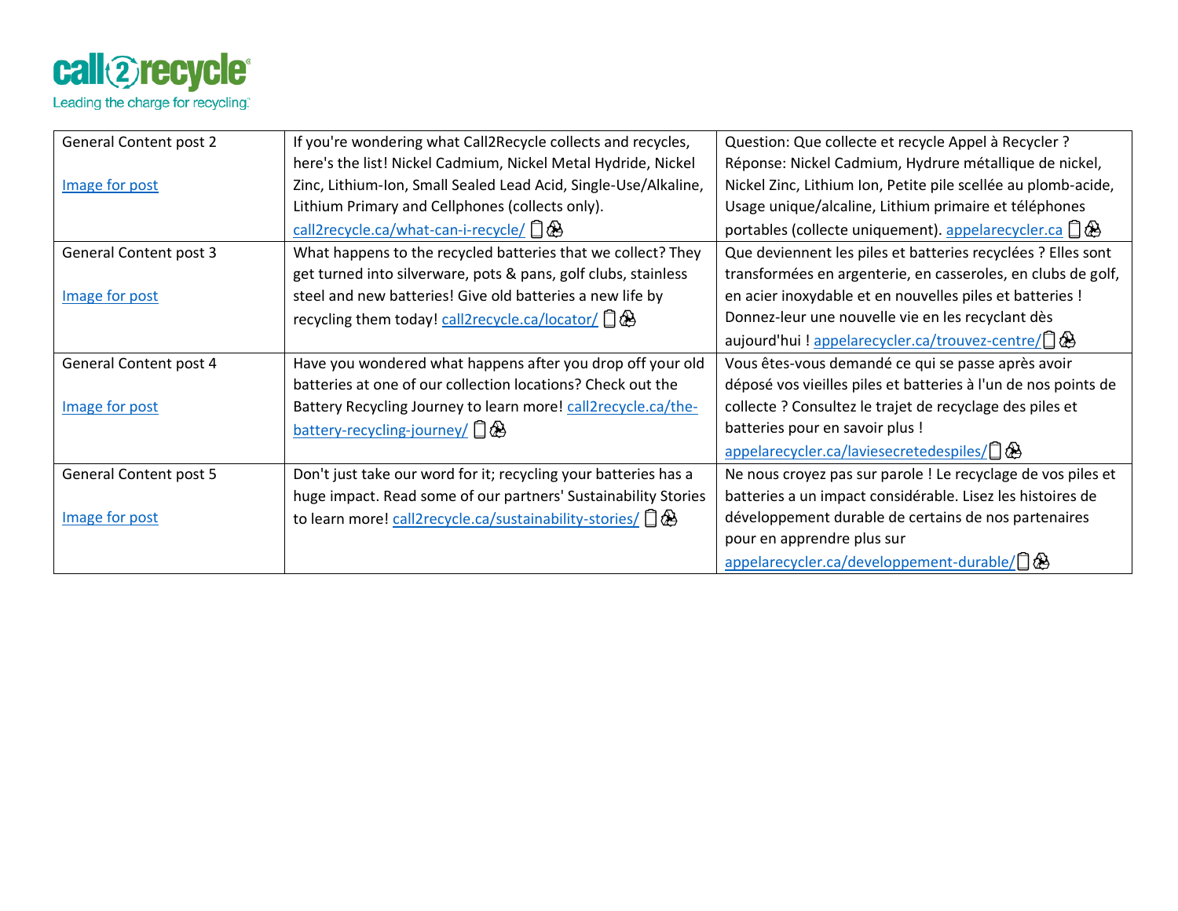| | | |
|---|---|---|
| General Content post 2<br><br>Image for post | If you're wondering what Call2Recycle collects and recycles, here's the list! Nickel Cadmium, Nickel Metal Hydride, Nickel Zinc, Lithium-Ion, Small Sealed Lead Acid, Single-Use/Alkaline, Lithium Primary and Cellphones (collects only). call2recycle.ca/what-can-i-recycle/ 🔋♻ | Question: Que collecte et recycle Appel à Recycler ? Réponse: Nickel Cadmium, Hydrure métallique de nickel, Nickel Zinc, Lithium Ion, Petite pile scellée au plomb-acide, Usage unique/alcaline, Lithium primaire et téléphones portables (collecte uniquement). appelarecycler.ca 🔋♻ |
| General Content post 3<br><br>Image for post | What happens to the recycled batteries that we collect? They get turned into silverware, pots & pans, golf clubs, stainless steel and new batteries! Give old batteries a new life by recycling them today! call2recycle.ca/locator/ 🔋♻ | Que deviennent les piles et batteries recyclées ? Elles sont transformées en argenterie, en casseroles, en clubs de golf, en acier inoxydable et en nouvelles piles et batteries ! Donnez-leur une nouvelle vie en les recyclant dès aujourd'hui ! appelarecycler.ca/trouvez-centre/ 🔋♻ |
| General Content post 4<br><br>Image for post | Have you wondered what happens after you drop off your old batteries at one of our collection locations? Check out the Battery Recycling Journey to learn more! call2recycle.ca/the-battery-recycling-journey/ 🔋♻ | Vous êtes-vous demandé ce qui se passe après avoir déposé vos vieilles piles et batteries à l'un de nos points de collecte ? Consultez le trajet de recyclage des piles et batteries pour en savoir plus ! appelarecycler.ca/laviesecretedespiles/ 🔋♻ |
| General Content post 5<br><br>Image for post | Don't just take our word for it; recycling your batteries has a huge impact. Read some of our partners' Sustainability Stories to learn more! call2recycle.ca/sustainability-stories/ 🔋♻ | Ne nous croyez pas sur parole ! Le recyclage de vos piles et batteries a un impact considérable. Lisez les histoires de développement durable de certains de nos partenaires pour en apprendre plus sur appelarecycler.ca/developpement-durable/ 🔋♻ |